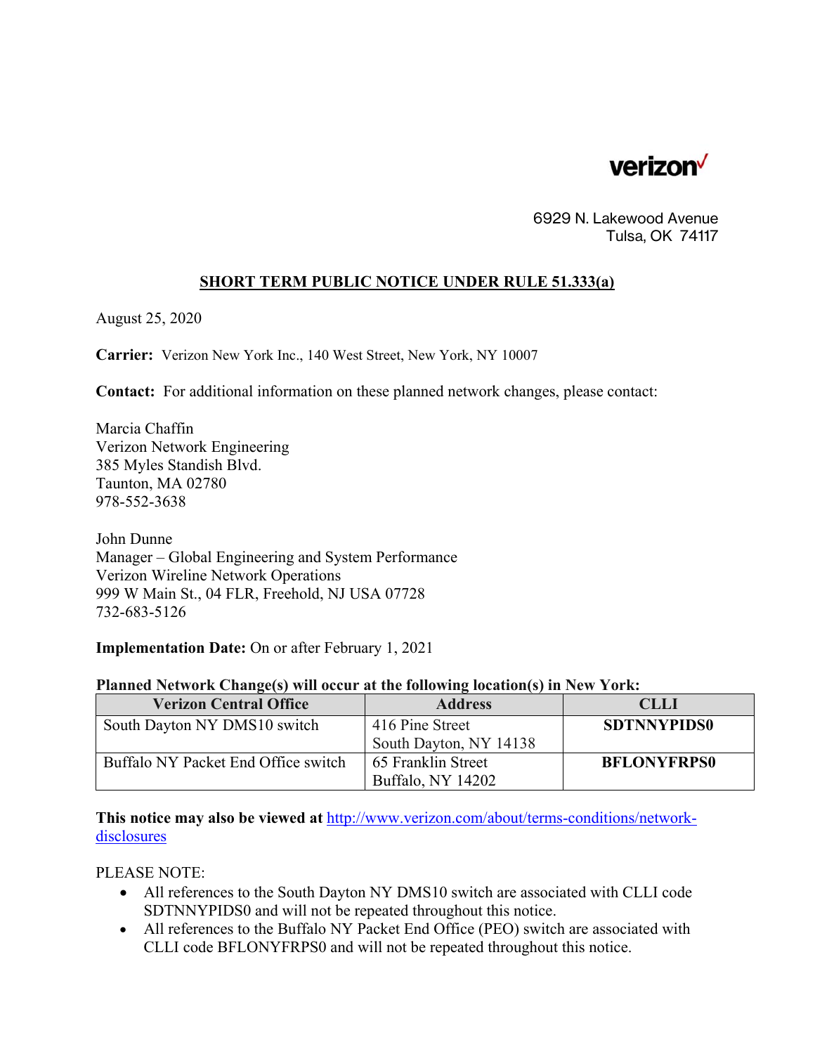verizon

6929 N. Lakewood Avenue
Tulsa, OK 74117

## SHORT TERM PUBLIC NOTICE UNDER RULE 51.333(a)

August 25, 2020

**Carrier:** Verizon New York Inc., 140 West Street, New York, NY 10007

**Contact:** For additional information on these planned network changes, please contact:

Marcia Chaffin
Verizon Network Engineering
385 Myles Standish Blvd.
Taunton, MA 02780
978-552-3638

John Dunne
Manager – Global Engineering and System Performance
Verizon Wireline Network Operations
999 W Main St., 04 FLR, Freehold, NJ USA 07728
732-683-5126

**Implementation Date:** On or after February 1, 2021

**Planned Network Change(s) will occur at the following location(s) in New York:**

| Verizon Central Office | Address | CLLI |
|---|---|---|
| South Dayton NY DMS10 switch | 416 Pine Street<br>South Dayton, NY 14138 | **SDTNNYPIDS0** |
| Buffalo NY Packet End Office switch | 65 Franklin Street<br>Buffalo, NY 14202 | **BFLONYFRPS0** |

**This notice may also be viewed at** http://www.verizon.com/about/terms-conditions/network-disclosures

PLEASE NOTE:

- All references to the South Dayton NY DMS10 switch are associated with CLLI code SDTNNYPIDS0 and will not be repeated throughout this notice.
- All references to the Buffalo NY Packet End Office (PEO) switch are associated with CLLI code BFLONYFRPS0 and will not be repeated throughout this notice.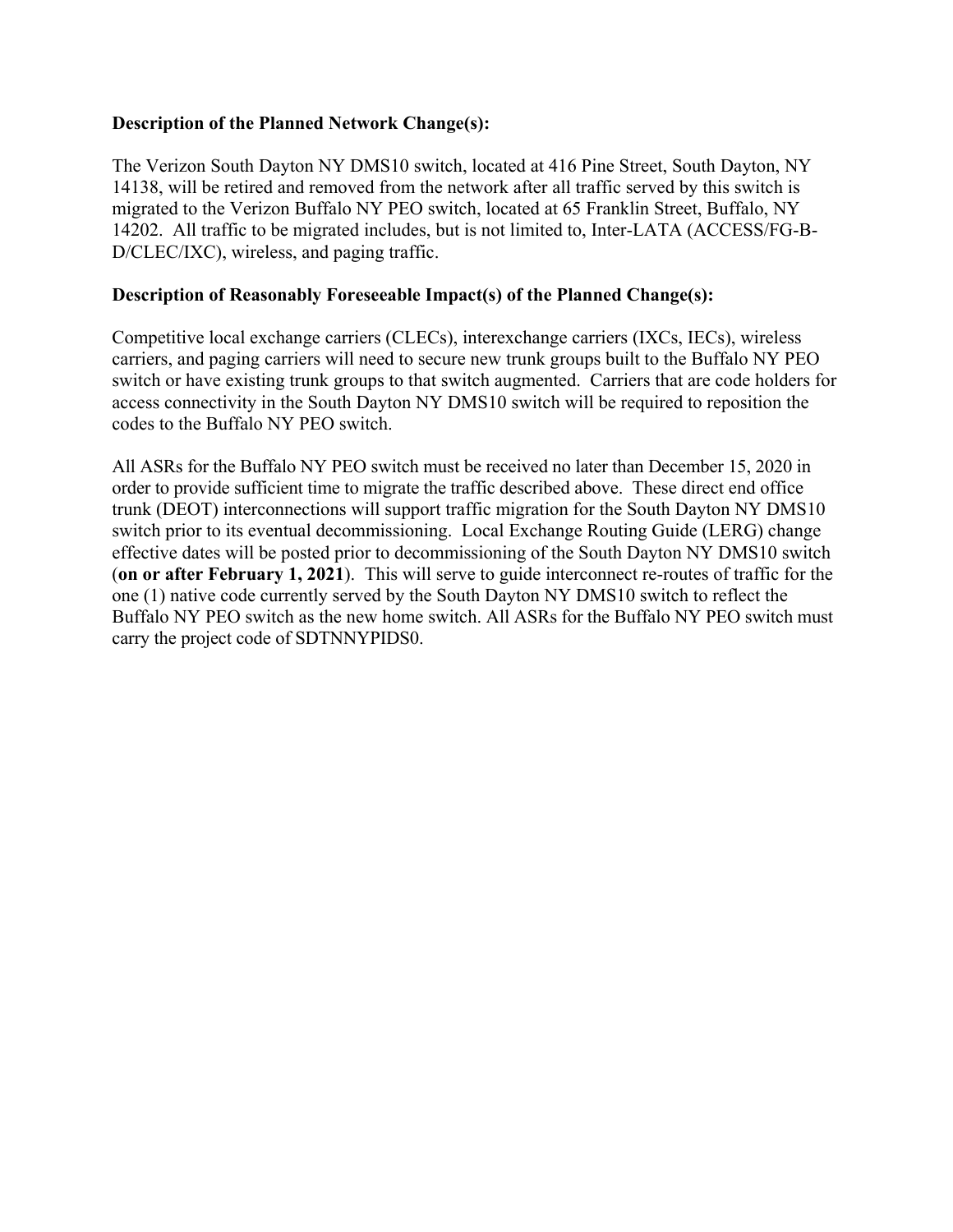**Description of the Planned Network Change(s):**

The Verizon South Dayton NY DMS10 switch, located at 416 Pine Street, South Dayton, NY 14138, will be retired and removed from the network after all traffic served by this switch is migrated to the Verizon Buffalo NY PEO switch, located at 65 Franklin Street, Buffalo, NY 14202. All traffic to be migrated includes, but is not limited to, Inter-LATA (ACCESS/FG-B-D/CLEC/IXC), wireless, and paging traffic.

**Description of Reasonably Foreseeable Impact(s) of the Planned Change(s):**

Competitive local exchange carriers (CLECs), interexchange carriers (IXCs, IECs), wireless carriers, and paging carriers will need to secure new trunk groups built to the Buffalo NY PEO switch or have existing trunk groups to that switch augmented. Carriers that are code holders for access connectivity in the South Dayton NY DMS10 switch will be required to reposition the codes to the Buffalo NY PEO switch.

All ASRs for the Buffalo NY PEO switch must be received no later than December 15, 2020 in order to provide sufficient time to migrate the traffic described above. These direct end office trunk (DEOT) interconnections will support traffic migration for the South Dayton NY DMS10 switch prior to its eventual decommissioning. Local Exchange Routing Guide (LERG) change effective dates will be posted prior to decommissioning of the South Dayton NY DMS10 switch (**on or after February 1, 2021**). This will serve to guide interconnect re-routes of traffic for the one (1) native code currently served by the South Dayton NY DMS10 switch to reflect the Buffalo NY PEO switch as the new home switch. All ASRs for the Buffalo NY PEO switch must carry the project code of SDTNNYPIDS0.